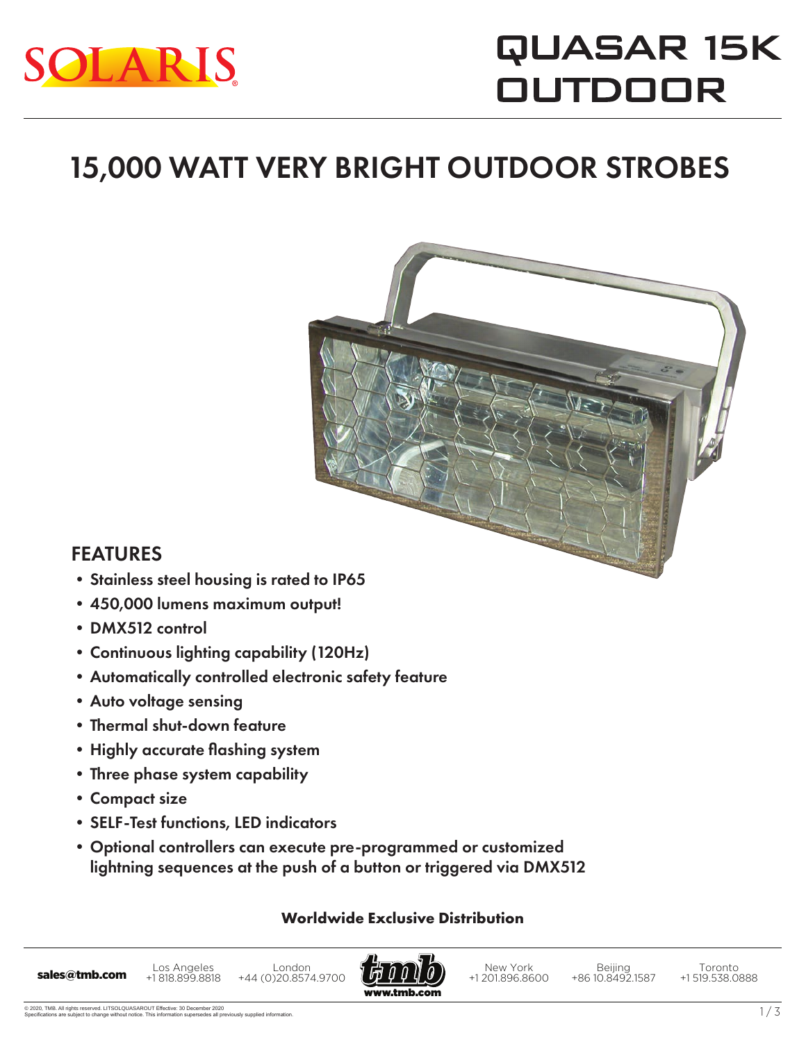SOLARIS

# QUASAR 15K OUTDOOR

## 15,000 WATT VERY BRIGHT OUTDOOR STROBES

### FEATURES

- Stainless steel housing is rated to IP65
- 450,000 lumens maximum output!
- DMX512 control
- Continuous lighting capability (120Hz)
- Automatically controlled electronic safety feature
- Auto voltage sensing
- Thermal shut-down feature
- Highly accurate flashing system
- Three phase system capability
- Compact size
- SELF-Test functions, LED indicators
- Optional controllers can execute pre-programmed or customized lightning sequences at the push of a button or triggered via DMX512

**Worldwide Exclusive Distribution**

**sales@tmb.com** | Los Angeles +1 818.899.8818 | London +44 (0)20.8574.9700 | www.tmb.com | New York +1 201.896.8600 | Beijing +86 10.8492.1587 | Toronto +1 519.538.0888

© 2020, TMB. All rights reserved. LITSOLQUASAROUT Effective: 30 December 2020
Specifications are subject to change without notice. This information supersedes all previously supplied information.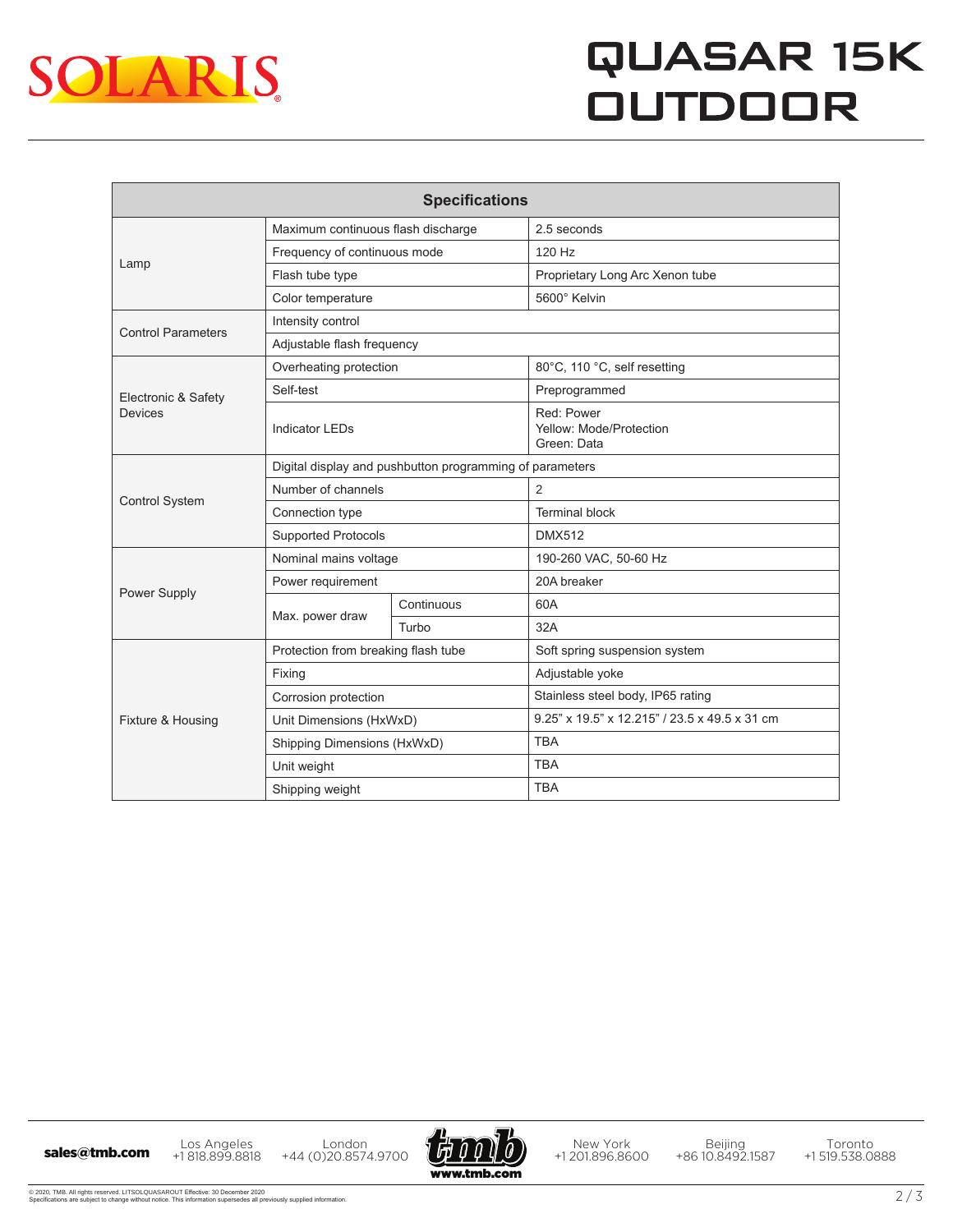# QUASAR 15K OUTDOOR

| Specifications | | | |
|---|---|---|---|
| Lamp | Maximum continuous flash discharge | | 2.5 seconds |
| | Frequency of continuous mode | | 120 Hz |
| | Flash tube type | | Proprietary Long Arc Xenon tube |
| | Color temperature | | 5600° Kelvin |
| Control Parameters | Intensity control | | |
| | Adjustable flash frequency | | |
| Electronic & Safety Devices | Overheating protection | | 80°C, 110 °C, self resetting |
| | Self-test | | Preprogrammed |
| | Indicator LEDs | | Red: Power<br>Yellow: Mode/Protection<br>Green: Data |
| Control System | Digital display and pushbutton programming of parameters | | |
| | Number of channels | | 2 |
| | Connection type | | Terminal block |
| | Supported Protocols | | DMX512 |
| Power Supply | Nominal mains voltage | | 190-260 VAC, 50-60 Hz |
| | Power requirement | | 20A breaker |
| | Max. power draw | Continuous | 60A |
| | | Turbo | 32A |
| Fixture & Housing | Protection from breaking flash tube | | Soft spring suspension system |
| | Fixing | | Adjustable yoke |
| | Corrosion protection | | Stainless steel body, IP65 rating |
| | Unit Dimensions (HxWxD) | | 9.25" x 19.5" x 12.215" / 23.5 x 49.5 x 31 cm |
| | Shipping Dimensions (HxWxD) | | TBA |
| | Unit weight | | TBA |
| | Shipping weight | | TBA |

sales@tmb.com | Los Angeles +1 818.899.8818 | London +44 (0)20.8574.9700 | www.tmb.com | New York +1 201.896.8600 | Beijing +86 10.8492.1587 | Toronto +1 519.538.0888

© 2020, TMB. All rights reserved. LITSOLQUASAROUT Effective: 30 December 2020
Specifications are subject to change without notice. This information supersedes all previously supplied information.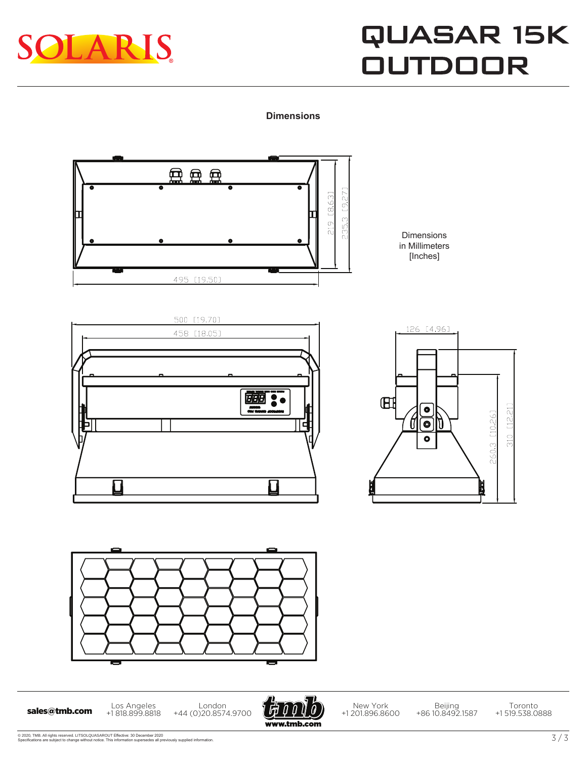# SOLARIS

# QUASAR 15K OUTDOOR

## Dimensions

Dimensions in Millimeters [Inches]

495 [19.50]

219 [8.63]

235.3 [9.27]

500 [19.70]

458 [18.05]

126 [4.96]

260.3 [10.26]

310 [12.21]

sales@tmb.com

Los Angeles
+1 818.899.8818

London
+44 (0)20.8574.9700

www.tmb.com

New York
+1 201.896.8600

Beijing
+86 10.8492.1587

Toronto
+1 519.538.0888

© 2020, TMB. All rights reserved. LITSOLQUASAROUT Effective: 30 December 2020
Specifications are subject to change without notice. This information supersedes all previously supplied information.